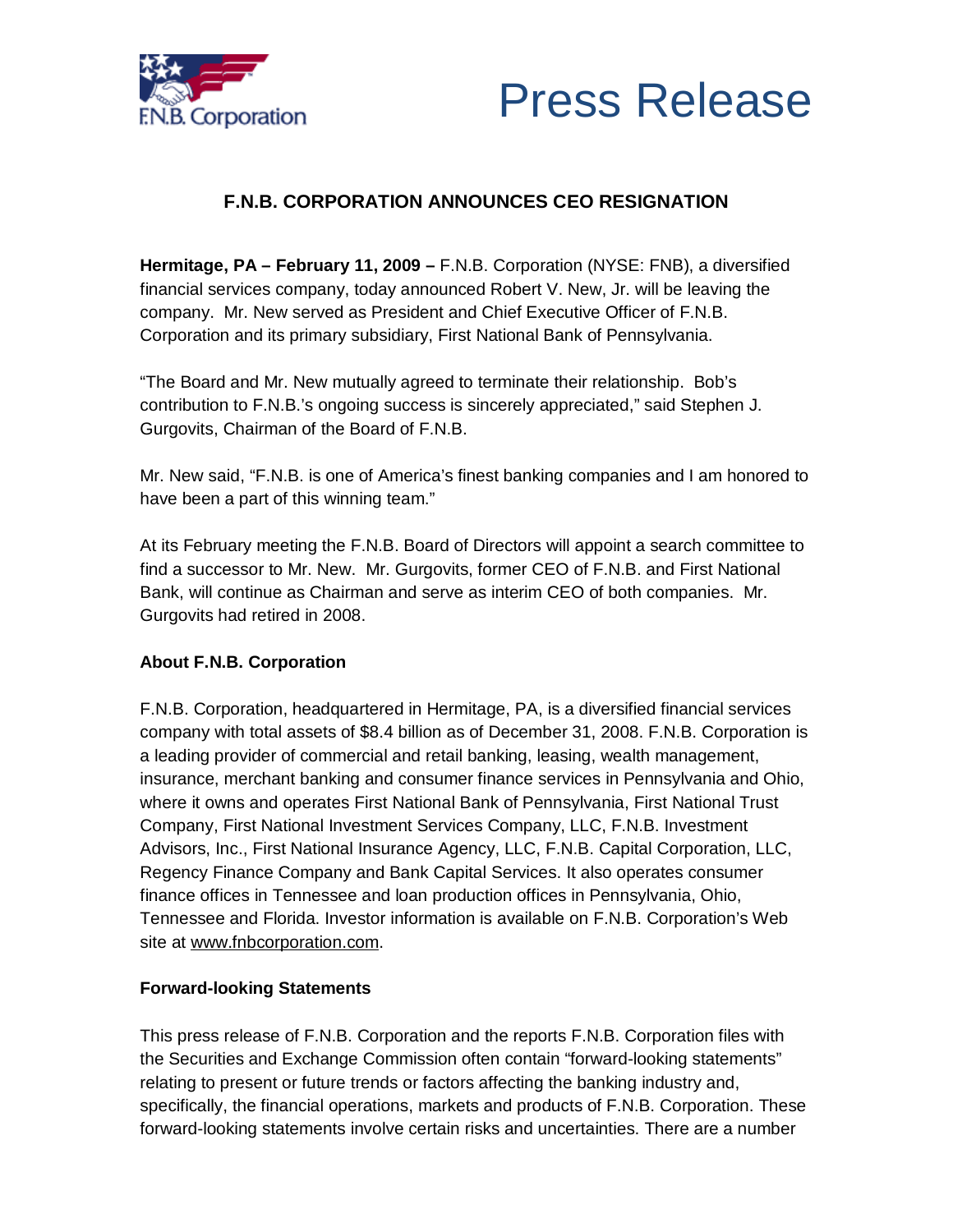F.N.B. Corporation

# Press Release

## F.N.B. CORPORATION ANNOUNCES CEO RESIGNATION

**Hermitage, PA – February 11, 2009 –** F.N.B. Corporation (NYSE: FNB), a diversified financial services company, today announced Robert V. New, Jr. will be leaving the company. Mr. New served as President and Chief Executive Officer of F.N.B. Corporation and its primary subsidiary, First National Bank of Pennsylvania.

"The Board and Mr. New mutually agreed to terminate their relationship. Bob's contribution to F.N.B.'s ongoing success is sincerely appreciated," said Stephen J. Gurgovits, Chairman of the Board of F.N.B.

Mr. New said, "F.N.B. is one of America's finest banking companies and I am honored to have been a part of this winning team."

At its February meeting the F.N.B. Board of Directors will appoint a search committee to find a successor to Mr. New. Mr. Gurgovits, former CEO of F.N.B. and First National Bank, will continue as Chairman and serve as interim CEO of both companies. Mr. Gurgovits had retired in 2008.

**About F.N.B. Corporation**

F.N.B. Corporation, headquartered in Hermitage, PA, is a diversified financial services company with total assets of $8.4 billion as of December 31, 2008. F.N.B. Corporation is a leading provider of commercial and retail banking, leasing, wealth management, insurance, merchant banking and consumer finance services in Pennsylvania and Ohio, where it owns and operates First National Bank of Pennsylvania, First National Trust Company, First National Investment Services Company, LLC, F.N.B. Investment Advisors, Inc., First National Insurance Agency, LLC, F.N.B. Capital Corporation, LLC, Regency Finance Company and Bank Capital Services. It also operates consumer finance offices in Tennessee and loan production offices in Pennsylvania, Ohio, Tennessee and Florida. Investor information is available on F.N.B. Corporation's Web site at www.fnbcorporation.com.

**Forward-looking Statements**

This press release of F.N.B. Corporation and the reports F.N.B. Corporation files with the Securities and Exchange Commission often contain "forward-looking statements" relating to present or future trends or factors affecting the banking industry and, specifically, the financial operations, markets and products of F.N.B. Corporation. These forward-looking statements involve certain risks and uncertainties. There are a number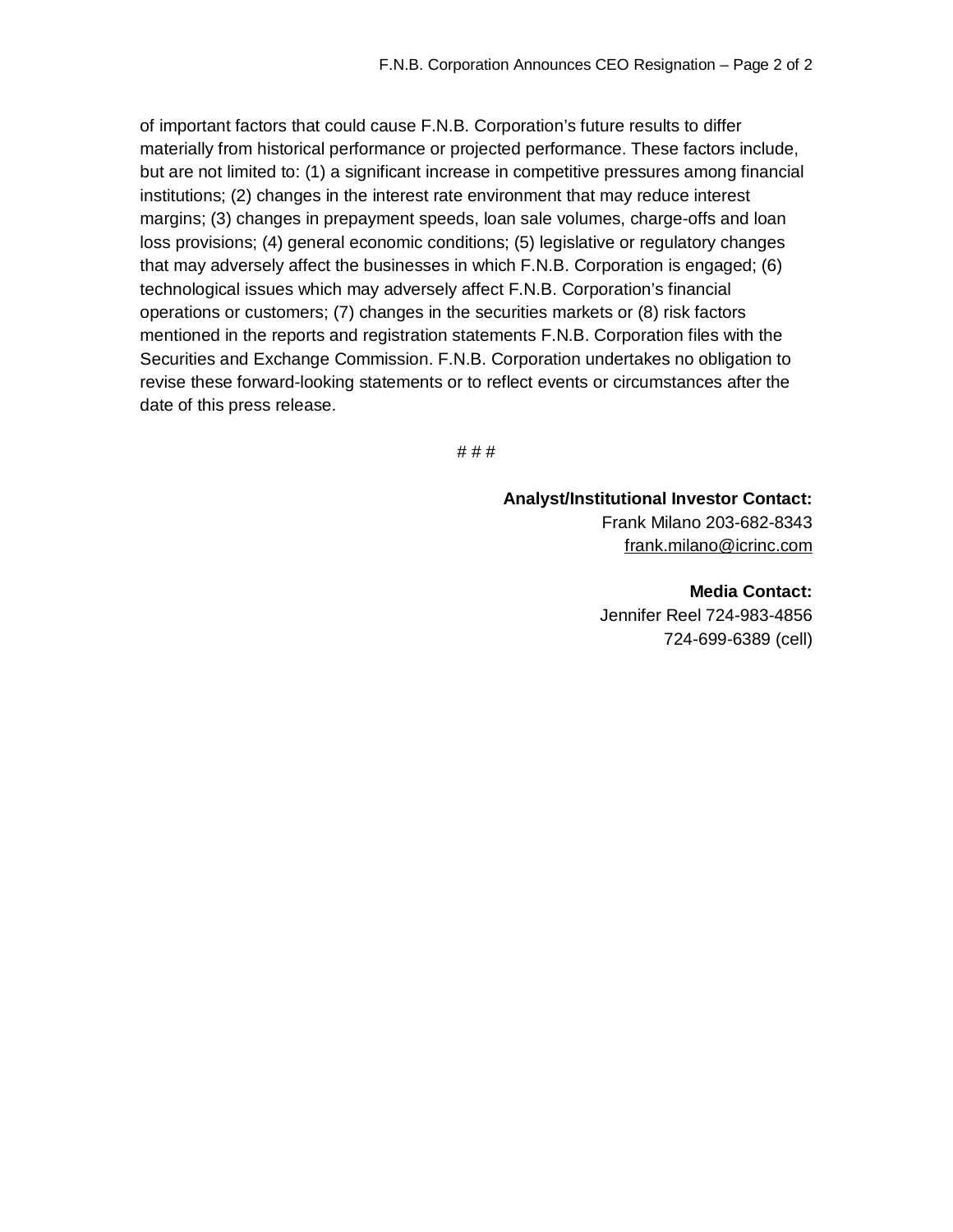of important factors that could cause F.N.B. Corporation's future results to differ materially from historical performance or projected performance. These factors include, but are not limited to: (1) a significant increase in competitive pressures among financial institutions; (2) changes in the interest rate environment that may reduce interest margins; (3) changes in prepayment speeds, loan sale volumes, charge-offs and loan loss provisions; (4) general economic conditions; (5) legislative or regulatory changes that may adversely affect the businesses in which F.N.B. Corporation is engaged; (6) technological issues which may adversely affect F.N.B. Corporation's financial operations or customers; (7) changes in the securities markets or (8) risk factors mentioned in the reports and registration statements F.N.B. Corporation files with the Securities and Exchange Commission. F.N.B. Corporation undertakes no obligation to revise these forward-looking statements or to reflect events or circumstances after the date of this press release.

# # #

**Analyst/Institutional Investor Contact:**
Frank Milano 203-682-8343
frank.milano@icrinc.com

**Media Contact:**
Jennifer Reel 724-983-4856
724-699-6389 (cell)